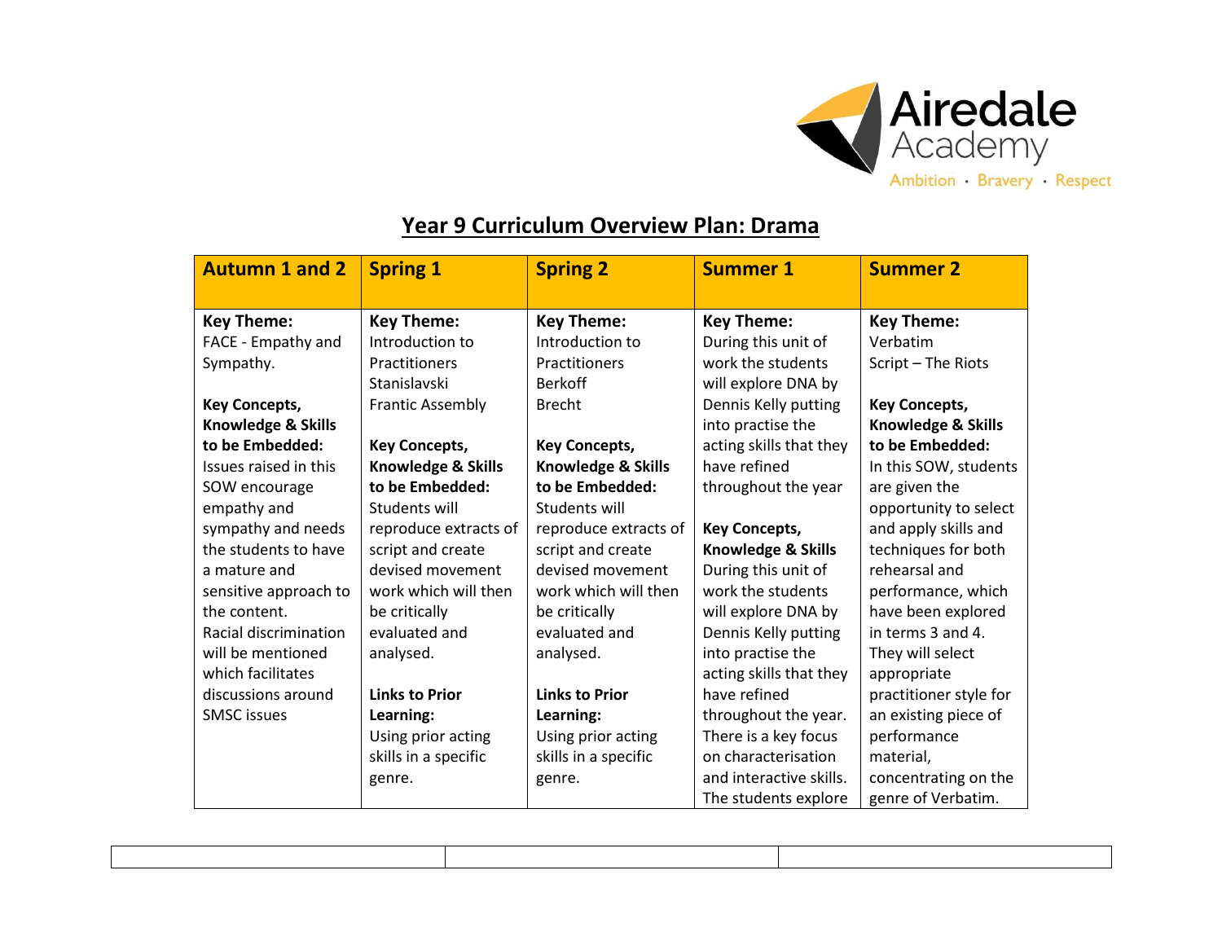Airedale Academy

Ambition · Bravery · Respect

# Year 9 Curriculum Overview Plan: Drama

| Autumn 1 and 2 | Spring 1 | Spring 2 | Summer 1 | Summer 2 |
|---|---|---|---|---|
| **Key Theme:** FACE - Empathy and Sympathy.<br><br>**Key Concepts, Knowledge & Skills to be Embedded:** Issues raised in this SOW encourage empathy and sympathy and needs the students to have a mature and sensitive approach to the content. Racial discrimination will be mentioned which facilitates discussions around SMSC issues | **Key Theme:** Introduction to Practitioners Stanislavski Frantic Assembly<br><br>**Key Concepts, Knowledge & Skills to be Embedded:** Students will reproduce extracts of script and create devised movement work which will then be critically evaluated and analysed.<br><br>**Links to Prior Learning:** Using prior acting skills in a specific genre. | **Key Theme:** Introduction to Practitioners Berkoff Brecht<br><br>**Key Concepts, Knowledge & Skills to be Embedded:** Students will reproduce extracts of script and create devised movement work which will then be critically evaluated and analysed.<br><br>**Links to Prior Learning:** Using prior acting skills in a specific genre. | **Key Theme:** During this unit of work the students will explore DNA by Dennis Kelly putting into practise the acting skills that they have refined throughout the year<br><br>**Key Concepts, Knowledge & Skills** During this unit of work the students will explore DNA by Dennis Kelly putting into practise the acting skills that they have refined throughout the year. There is a key focus on characterisation and interactive skills. The students explore | **Key Theme:** Verbatim Script – The Riots<br><br>**Key Concepts, Knowledge & Skills to be Embedded:** In this SOW, students are given the opportunity to select and apply skills and techniques for both rehearsal and performance, which have been explored in terms 3 and 4. They will select appropriate practitioner style for an existing piece of performance material, concentrating on the genre of Verbatim. |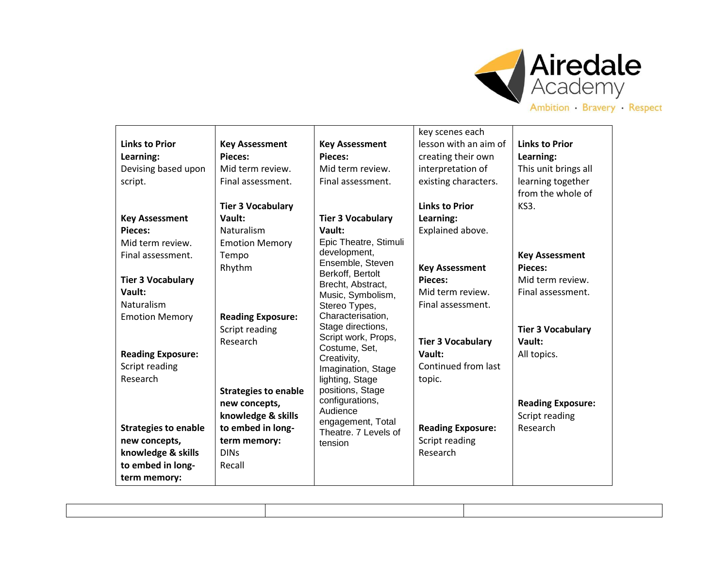| | | | | |
|---|---|---|---|---|
| **Links to Prior Learning:**<br>Devising based upon script.<br><br>**Key Assessment Pieces:**<br>Mid term review.<br>Final assessment.<br><br>**Tier 3 Vocabulary Vault:**<br>Naturalism<br>Emotion Memory<br><br>**Reading Exposure:**<br>Script reading<br>Research<br><br>**Strategies to enable new concepts, knowledge & skills to embed in long-term memory:** | **Key Assessment Pieces:**<br>Mid term review.<br>Final assessment.<br><br>**Tier 3 Vocabulary Vault:**<br>Naturalism<br>Emotion Memory<br>Tempo<br>Rhythm<br><br>**Reading Exposure:**<br>Script reading<br>Research<br><br>**Strategies to enable new concepts, knowledge & skills to embed in long-term memory:**<br>DINs<br>Recall | **Key Assessment Pieces:**<br>Mid term review.<br>Final assessment.<br><br>**Tier 3 Vocabulary Vault:**<br>Epic Theatre, Stimuli development, Ensemble, Steven Berkoff, Bertolt Brecht, Abstract, Music, Symbolism, Stereo Types, Characterisation, Stage directions, Script work, Props, Costume, Set, Creativity, Imagination, Stage lighting, Stage positions, Stage configurations, Audience engagement, Total Theatre. 7 Levels of tension | key scenes each lesson with an aim of creating their own interpretation of existing characters.<br><br>**Links to Prior Learning:**<br>Explained above.<br><br>**Key Assessment Pieces:**<br>Mid term review.<br>Final assessment.<br><br>**Tier 3 Vocabulary Vault:**<br>Continued from last topic.<br><br>**Reading Exposure:**<br>Script reading<br>Research | **Links to Prior Learning:**<br>This unit brings all learning together from the whole of KS3.<br><br>**Key Assessment Pieces:**<br>Mid term review.<br>Final assessment.<br><br>**Tier 3 Vocabulary Vault:**<br>All topics.<br><br>**Reading Exposure:**<br>Script reading<br>Research |

| | | |
|---|---|---|
| | | |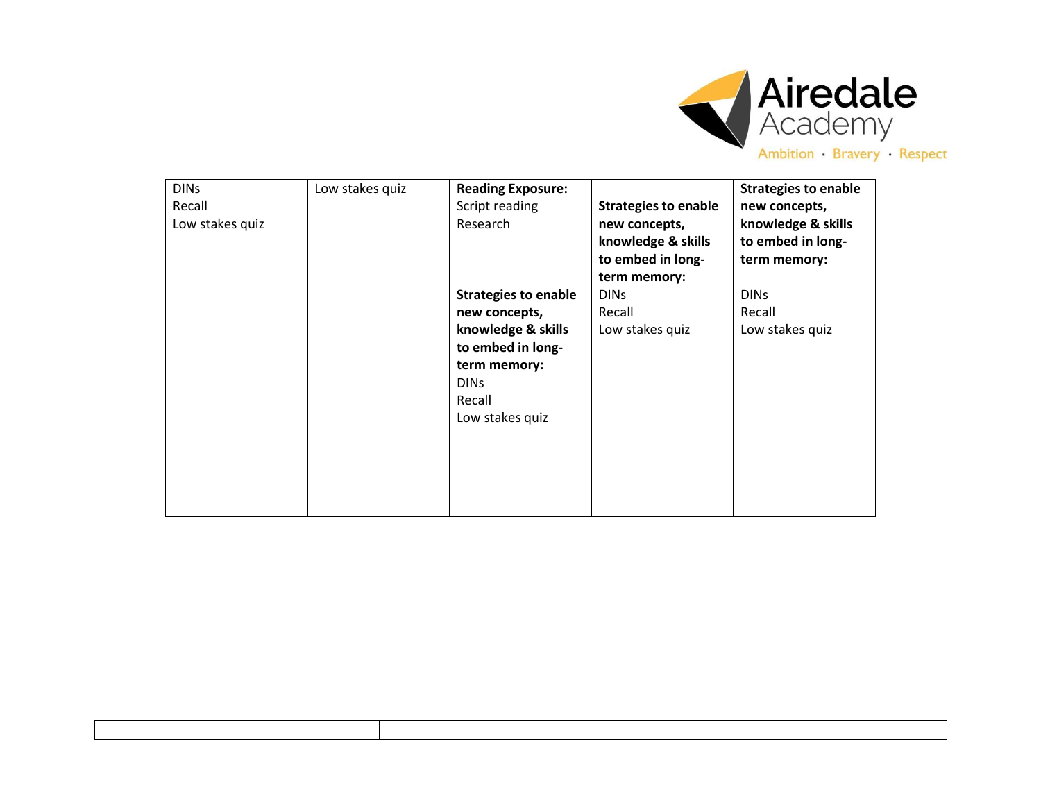| | | | | |
|---|---|---|---|---|
| DINs<br>Recall<br>Low stakes quiz | Low stakes quiz | **Reading Exposure:**<br>Script reading<br>Research<br><br>**Strategies to enable new concepts, knowledge & skills to embed in long-term memory:**<br>DINs<br>Recall<br>Low stakes quiz | **Strategies to enable new concepts, knowledge & skills to embed in long-term memory:**<br>DINs<br>Recall<br>Low stakes quiz | **Strategies to enable new concepts, knowledge & skills to embed in long-term memory:**<br>DINs<br>Recall<br>Low stakes quiz |

| | | |
|---|---|---|
| | | |